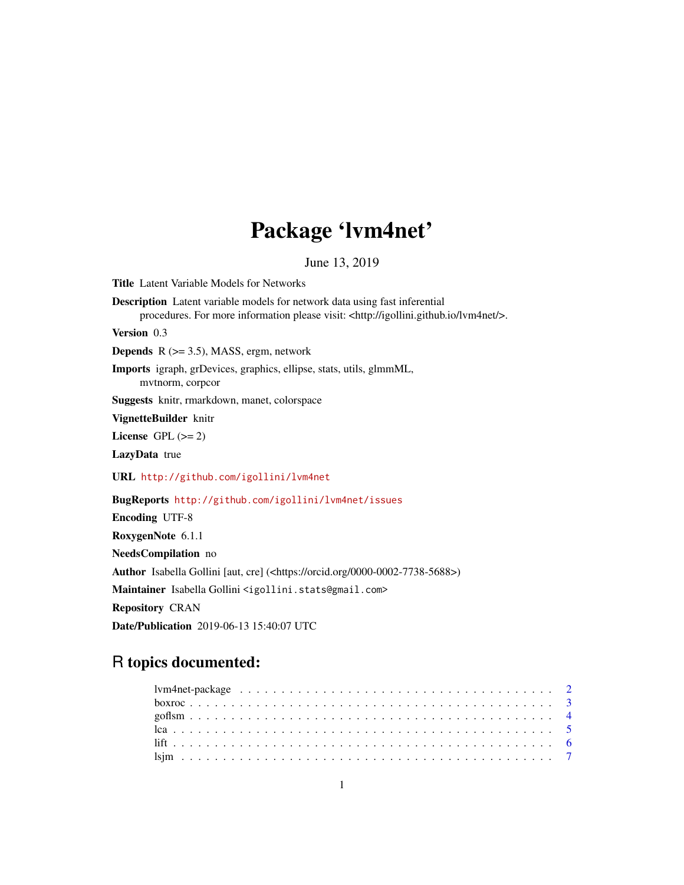# Package 'lvm4net'

June 13, 2019

**Title** Latent Variable Models for Networks

**Description** Latent variable models for network data using fast inferential procedures. For more information please visit: <http://igollini.github.io/lvm4net/>.

**Version** 0.3

**Depends** R (>= 3.5), MASS, ergm, network

**Imports** igraph, grDevices, graphics, ellipse, stats, utils, glmmML, mvtnorm, corpcor

**Suggests** knitr, rmarkdown, manet, colorspace

**VignetteBuilder** knitr

**License** GPL (>= 2)

**LazyData** true

**URL** http://github.com/igollini/lvm4net

**BugReports** http://github.com/igollini/lvm4net/issues

**Encoding** UTF-8

**RoxygenNote** 6.1.1

**NeedsCompilation** no

**Author** Isabella Gollini [aut, cre] (<https://orcid.org/0000-0002-7738-5688>)

**Maintainer** Isabella Gollini <igollini.stats@gmail.com>

**Repository** CRAN

**Date/Publication** 2019-06-13 15:40:07 UTC

## R topics documented:

- lvm4net-package . . . . . . . . . . . . . . . . . . . . . . . . . . . . . . . . . . . . 2
- boxroc . . . . . . . . . . . . . . . . . . . . . . . . . . . . . . . . . . . . . . . . . . 3
- goflsm . . . . . . . . . . . . . . . . . . . . . . . . . . . . . . . . . . . . . . . . . . 4
- lca . . . . . . . . . . . . . . . . . . . . . . . . . . . . . . . . . . . . . . . . . . . . 5
- lift . . . . . . . . . . . . . . . . . . . . . . . . . . . . . . . . . . . . . . . . . . . . 6
- lsjm . . . . . . . . . . . . . . . . . . . . . . . . . . . . . . . . . . . . . . . . . . . 7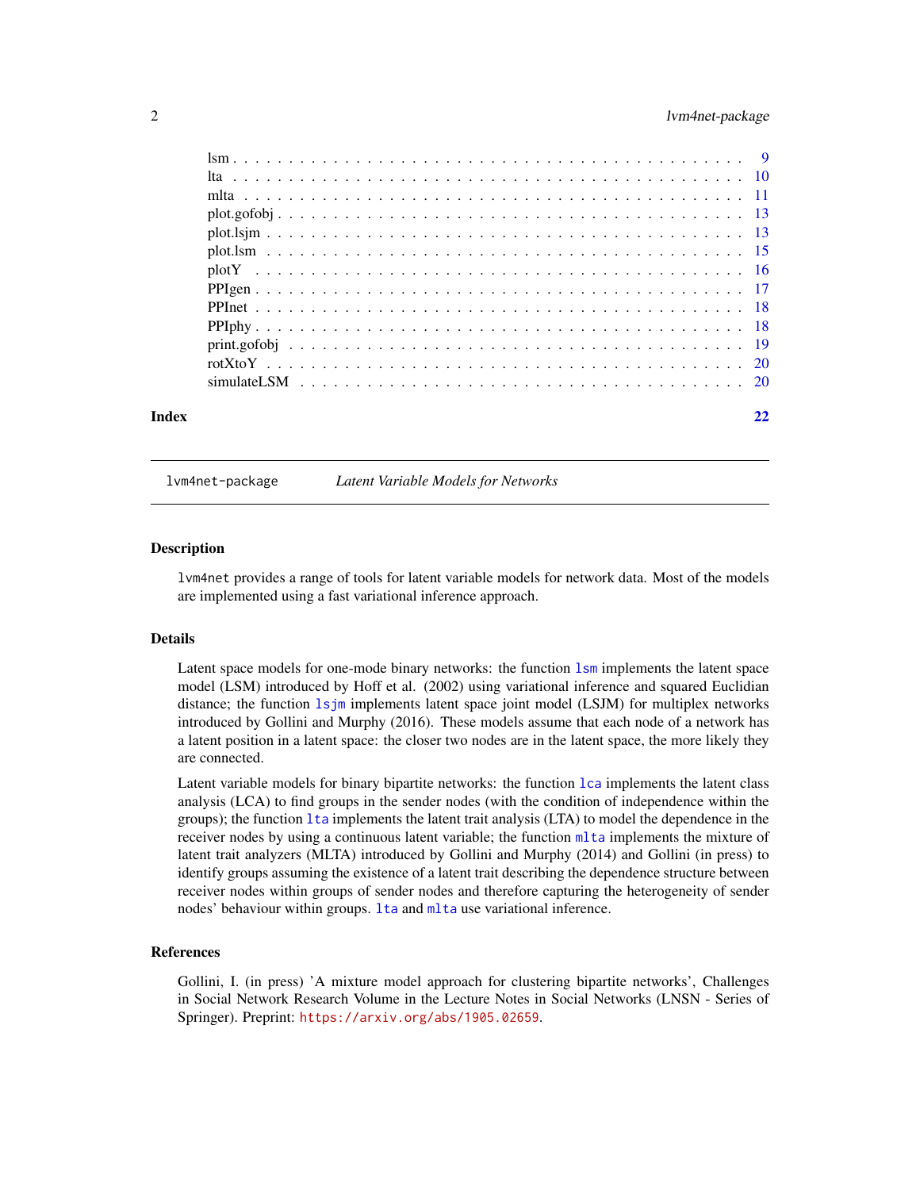lsm . . . . . . . . . . . . . . . . . . . . . . . . . . . . . . . . . . . . . . . . . . 9
lta . . . . . . . . . . . . . . . . . . . . . . . . . . . . . . . . . . . . . . . . . . 10
mlta . . . . . . . . . . . . . . . . . . . . . . . . . . . . . . . . . . . . . . . . . 11
plot.gofobj . . . . . . . . . . . . . . . . . . . . . . . . . . . . . . . . . . . . . . 13
plot.lsjm . . . . . . . . . . . . . . . . . . . . . . . . . . . . . . . . . . . . . . . 13
plot.lsm . . . . . . . . . . . . . . . . . . . . . . . . . . . . . . . . . . . . . . . . 15
plotY . . . . . . . . . . . . . . . . . . . . . . . . . . . . . . . . . . . . . . . . . 16
PPIgen . . . . . . . . . . . . . . . . . . . . . . . . . . . . . . . . . . . . . . . . 17
PPInet . . . . . . . . . . . . . . . . . . . . . . . . . . . . . . . . . . . . . . . . 18
PPIphy . . . . . . . . . . . . . . . . . . . . . . . . . . . . . . . . . . . . . . . . 18
print.gofobj . . . . . . . . . . . . . . . . . . . . . . . . . . . . . . . . . . . . . 19
rotXtoY . . . . . . . . . . . . . . . . . . . . . . . . . . . . . . . . . . . . . . . . 20
simulateLSM . . . . . . . . . . . . . . . . . . . . . . . . . . . . . . . . . . . . . 20

**Index** 22

---

`lvm4net-package` *Latent Variable Models for Networks*

---

### Description

`lvm4net` provides a range of tools for latent variable models for network data. Most of the models are implemented using a fast variational inference approach.

### Details

Latent space models for one-mode binary networks: the function `lsm` implements the latent space model (LSM) introduced by Hoff et al. (2002) using variational inference and squared Euclidian distance; the function `lsjm` implements latent space joint model (LSJM) for multiplex networks introduced by Gollini and Murphy (2016). These models assume that each node of a network has a latent position in a latent space: the closer two nodes are in the latent space, the more likely they are connected.

Latent variable models for binary bipartite networks: the function `lca` implements the latent class analysis (LCA) to find groups in the sender nodes (with the condition of independence within the groups); the function `lta` implements the latent trait analysis (LTA) to model the dependence in the receiver nodes by using a continuous latent variable; the function `mlta` implements the mixture of latent trait analyzers (MLTA) introduced by Gollini and Murphy (2014) and Gollini (in press) to identify groups assuming the existence of a latent trait describing the dependence structure between receiver nodes within groups of sender nodes and therefore capturing the heterogeneity of sender nodes' behaviour within groups. `lta` and `mlta` use variational inference.

### References

Gollini, I. (in press) 'A mixture model approach for clustering bipartite networks', Challenges in Social Network Research Volume in the Lecture Notes in Social Networks (LNSN - Series of Springer). Preprint: https://arxiv.org/abs/1905.02659.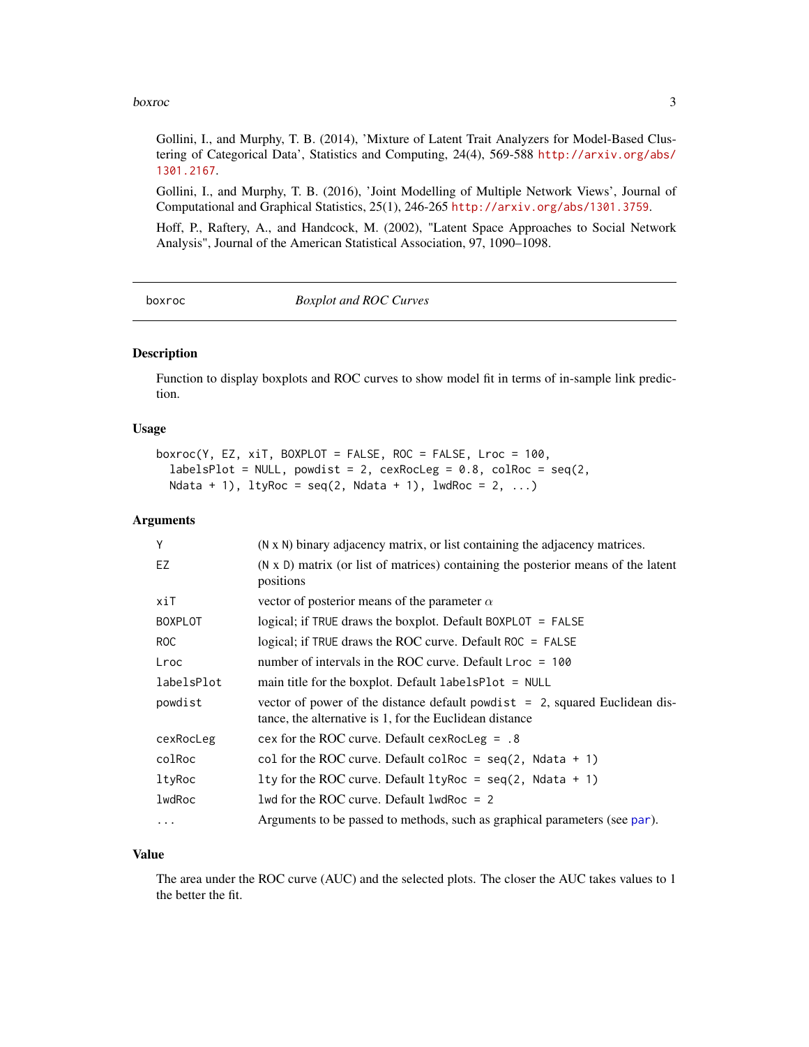Gollini, I., and Murphy, T. B. (2014), 'Mixture of Latent Trait Analyzers for Model-Based Clustering of Categorical Data', Statistics and Computing, 24(4), 569-588 http://arxiv.org/abs/1301.2167.

Gollini, I., and Murphy, T. B. (2016), 'Joint Modelling of Multiple Network Views', Journal of Computational and Graphical Statistics, 25(1), 246-265 http://arxiv.org/abs/1301.3759.

Hoff, P., Raftery, A., and Handcock, M. (2002), "Latent Space Approaches to Social Network Analysis", Journal of the American Statistical Association, 97, 1090–1098.

---

## boxroc — *Boxplot and ROC Curves*

### Description

Function to display boxplots and ROC curves to show model fit in terms of in-sample link prediction.

### Usage

```
boxroc(Y, EZ, xiT, BOXPLOT = FALSE, ROC = FALSE, Lroc = 100,
  labelsPlot = NULL, powdist = 2, cexRocLeg = 0.8, colRoc = seq(2,
  Ndata + 1), ltyRoc = seq(2, Ndata + 1), lwdRoc = 2, ...)
```

### Arguments

| | |
|---|---|
| `Y` | (N x N) binary adjacency matrix, or list containing the adjacency matrices. |
| `EZ` | (N x D) matrix (or list of matrices) containing the posterior means of the latent positions |
| `xiT` | vector of posterior means of the parameter $\alpha$ |
| `BOXPLOT` | logical; if TRUE draws the boxplot. Default `BOXPLOT = FALSE` |
| `ROC` | logical; if TRUE draws the ROC curve. Default `ROC = FALSE` |
| `Lroc` | number of intervals in the ROC curve. Default `Lroc = 100` |
| `labelsPlot` | main title for the boxplot. Default `labelsPlot = NULL` |
| `powdist` | vector of power of the distance default `powdist = 2`, squared Euclidean distance, the alternative is 1, for the Euclidean distance |
| `cexRocLeg` | cex for the ROC curve. Default `cexRocLeg = .8` |
| `colRoc` | col for the ROC curve. Default `colRoc = seq(2, Ndata + 1)` |
| `ltyRoc` | lty for the ROC curve. Default `ltyRoc = seq(2, Ndata + 1)` |
| `lwdRoc` | lwd for the ROC curve. Default `lwdRoc = 2` |
| `...` | Arguments to be passed to methods, such as graphical parameters (see par). |

### Value

The area under the ROC curve (AUC) and the selected plots. The closer the AUC takes values to 1 the better the fit.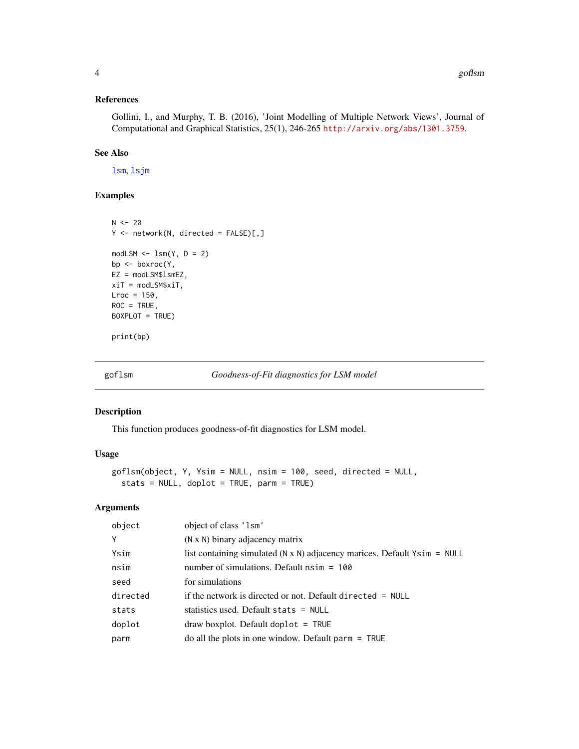### References

Gollini, I., and Murphy, T. B. (2016), 'Joint Modelling of Multiple Network Views', Journal of Computational and Graphical Statistics, 25(1), 246-265 http://arxiv.org/abs/1301.3759.

### See Also

lsm, lsjm

### Examples

```
N <- 20
Y <- network(N, directed = FALSE)[,]

modLSM <- lsm(Y, D = 2)
bp <- boxroc(Y,
EZ = modLSM$lsmEZ,
xiT = modLSM$xiT,
Lroc = 150,
ROC = TRUE,
BOXPLOT = TRUE)

print(bp)
```

---

## goflsm — *Goodness-of-Fit diagnostics for LSM model*

### Description

This function produces goodness-of-fit diagnostics for LSM model.

### Usage

```
goflsm(object, Y, Ysim = NULL, nsim = 100, seed, directed = NULL,
  stats = NULL, doplot = TRUE, parm = TRUE)
```

### Arguments

| | |
|---|---|
| `object` | object of class 'lsm' |
| `Y` | (N x N) binary adjacency matrix |
| `Ysim` | list containing simulated (N x N) adjacency marices. Default `Ysim = NULL` |
| `nsim` | number of simulations. Default `nsim = 100` |
| `seed` | for simulations |
| `directed` | if the network is directed or not. Default `directed = NULL` |
| `stats` | statistics used. Default `stats = NULL` |
| `doplot` | draw boxplot. Default `doplot = TRUE` |
| `parm` | do all the plots in one window. Default `parm = TRUE` |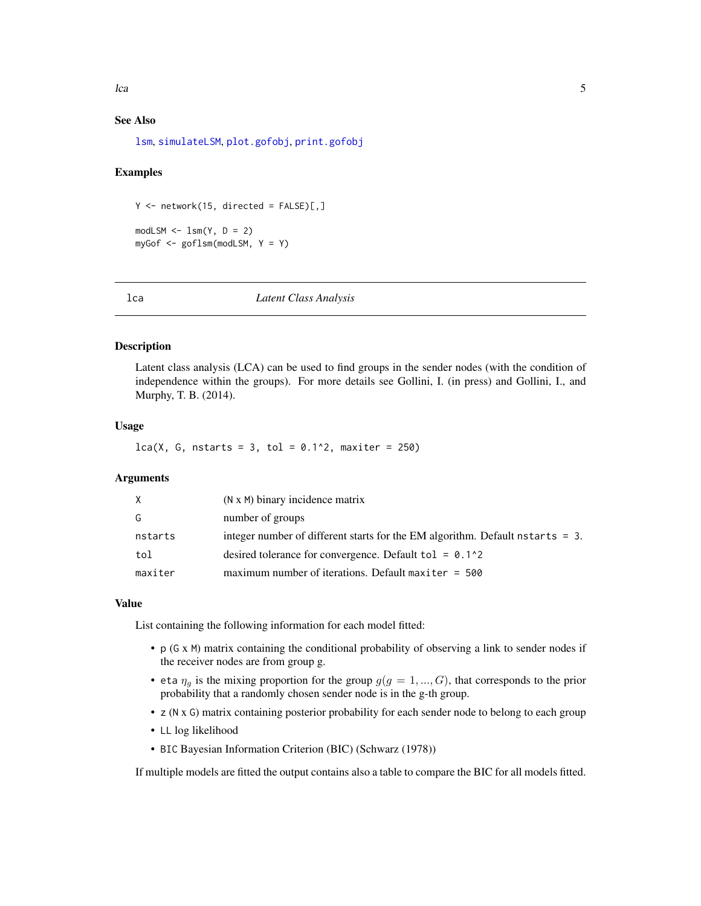### See Also

lsm, simulateLSM, plot.gofobj, print.gofobj

### Examples

```
Y <- network(15, directed = FALSE)[,]

modLSM <- lsm(Y, D = 2)
myGof <- goflsm(modLSM, Y = Y)
```

---

## lca — *Latent Class Analysis*

---

### Description

Latent class analysis (LCA) can be used to find groups in the sender nodes (with the condition of independence within the groups). For more details see Gollini, I. (in press) and Gollini, I., and Murphy, T. B. (2014).

### Usage

```
lca(X, G, nstarts = 3, tol = 0.1^2, maxiter = 250)
```

### Arguments

| | |
|---|---|
| X | (N x M) binary incidence matrix |
| G | number of groups |
| nstarts | integer number of different starts for the EM algorithm. Default nstarts = 3. |
| tol | desired tolerance for convergence. Default tol = 0.1^2 |
| maxiter | maximum number of iterations. Default maxiter = 500 |

### Value

List containing the following information for each model fitted:

- p (G x M) matrix containing the conditional probability of observing a link to sender nodes if the receiver nodes are from group g.
- eta $\eta_g$ is the mixing proportion for the group $g(g = 1, ..., G)$, that corresponds to the prior probability that a randomly chosen sender node is in the g-th group.
- z (N x G) matrix containing posterior probability for each sender node to belong to each group
- LL log likelihood
- BIC Bayesian Information Criterion (BIC) (Schwarz (1978))

If multiple models are fitted the output contains also a table to compare the BIC for all models fitted.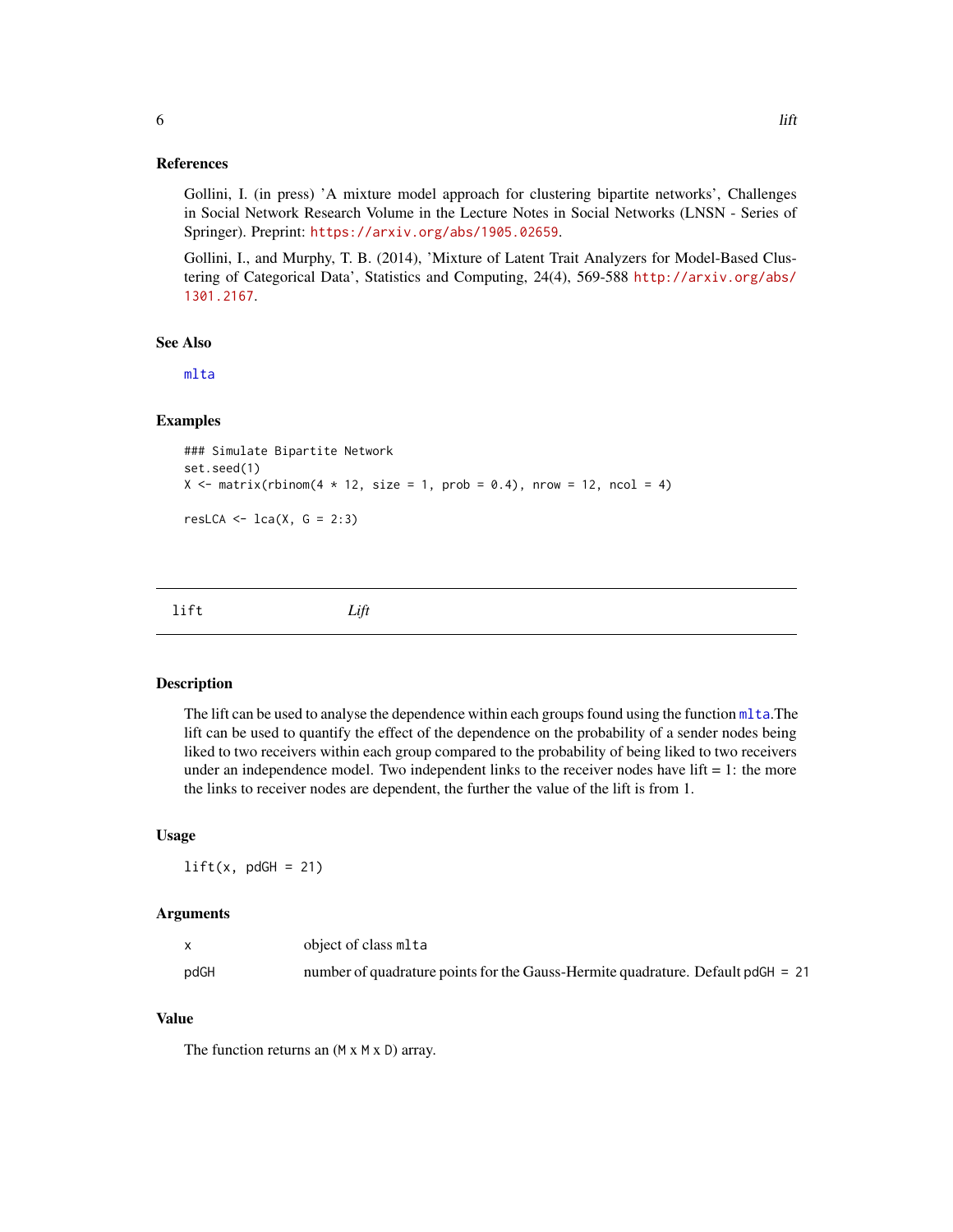### References

Gollini, I. (in press) 'A mixture model approach for clustering bipartite networks', Challenges in Social Network Research Volume in the Lecture Notes in Social Networks (LNSN - Series of Springer). Preprint: https://arxiv.org/abs/1905.02659.

Gollini, I., and Murphy, T. B. (2014), 'Mixture of Latent Trait Analyzers for Model-Based Clustering of Categorical Data', Statistics and Computing, 24(4), 569-588 http://arxiv.org/abs/1301.2167.

### See Also

mlta

### Examples

```
### Simulate Bipartite Network
set.seed(1)
X <- matrix(rbinom(4 * 12, size = 1, prob = 0.4), nrow = 12, ncol = 4)

resLCA <- lca(X, G = 2:3)
```

---

## lift *Lift*

---

### Description

The lift can be used to analyse the dependence within each groups found using the function mlta.The lift can be used to quantify the effect of the dependence on the probability of a sender nodes being liked to two receivers within each group compared to the probability of being liked to two receivers under an independence model. Two independent links to the receiver nodes have lift = 1: the more the links to receiver nodes are dependent, the further the value of the lift is from 1.

### Usage

```
lift(x, pdGH = 21)
```

### Arguments

| | |
|---|---|
| x | object of class mlta |
| pdGH | number of quadrature points for the Gauss-Hermite quadrature. Default pdGH = 21 |

### Value

The function returns an (M x M x D) array.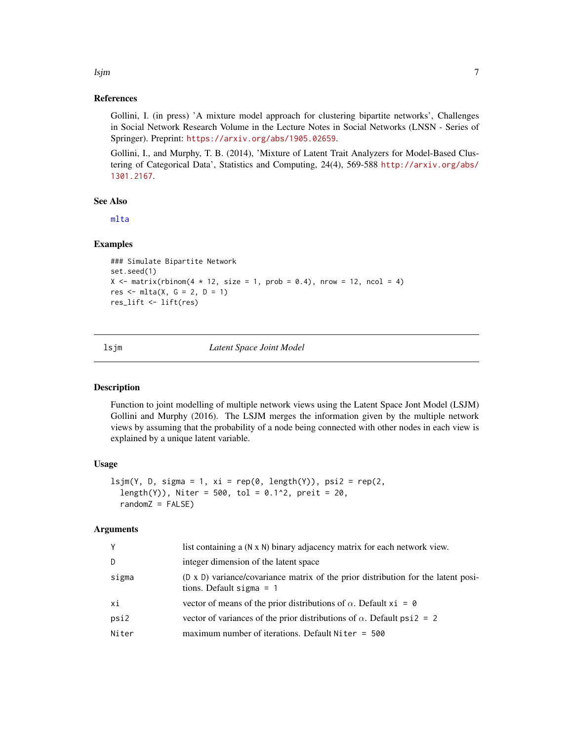### References

Gollini, I. (in press) 'A mixture model approach for clustering bipartite networks', Challenges in Social Network Research Volume in the Lecture Notes in Social Networks (LNSN - Series of Springer). Preprint: https://arxiv.org/abs/1905.02659.

Gollini, I., and Murphy, T. B. (2014), 'Mixture of Latent Trait Analyzers for Model-Based Clustering of Categorical Data', Statistics and Computing, 24(4), 569-588 http://arxiv.org/abs/1301.2167.

### See Also

mlta

### Examples

```
### Simulate Bipartite Network
set.seed(1)
X <- matrix(rbinom(4 * 12, size = 1, prob = 0.4), nrow = 12, ncol = 4)
res <- mlta(X, G = 2, D = 1)
res_lift <- lift(res)
```

---

## lsjm — *Latent Space Joint Model*

### Description

Function to joint modelling of multiple network views using the Latent Space Jont Model (LSJM) Gollini and Murphy (2016). The LSJM merges the information given by the multiple network views by assuming that the probability of a node being connected with other nodes in each view is explained by a unique latent variable.

### Usage

```
lsjm(Y, D, sigma = 1, xi = rep(0, length(Y)), psi2 = rep(2,
  length(Y)), Niter = 500, tol = 0.1^2, preit = 20,
  randomZ = FALSE)
```

### Arguments

| | |
|---|---|
| Y | list containing a (N x N) binary adjacency matrix for each network view. |
| D | integer dimension of the latent space |
| sigma | (D x D) variance/covariance matrix of the prior distribution for the latent positions. Default sigma = 1 |
| xi | vector of means of the prior distributions of $\alpha$. Default xi = 0 |
| psi2 | vector of variances of the prior distributions of $\alpha$. Default psi2 = 2 |
| Niter | maximum number of iterations. Default Niter = 500 |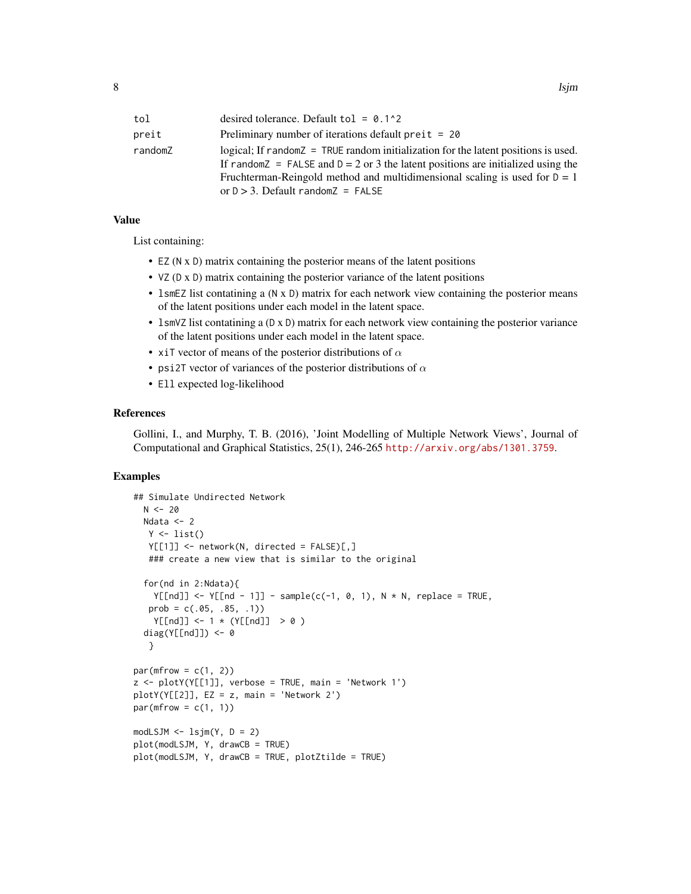| | |
|---|---|
| tol | desired tolerance. Default tol = 0.1^2 |
| preit | Preliminary number of iterations default preit = 20 |
| randomZ | logical; If randomZ = TRUE random initialization for the latent positions is used. If randomZ = FALSE and D = 2 or 3 the latent positions are initialized using the Fruchterman-Reingold method and multidimensional scaling is used for D = 1 or D > 3. Default randomZ = FALSE |

### Value

List containing:

- EZ (N x D) matrix containing the posterior means of the latent positions
- VZ (D x D) matrix containing the posterior variance of the latent positions
- lsmEZ list contatining a (N x D) matrix for each network view containing the posterior means of the latent positions under each model in the latent space.
- lsmVZ list contatining a (D x D) matrix for each network view containing the posterior variance of the latent positions under each model in the latent space.
- xiT vector of means of the posterior distributions of $\alpha$
- psi2T vector of variances of the posterior distributions of $\alpha$
- Ell expected log-likelihood

### References

Gollini, I., and Murphy, T. B. (2016), 'Joint Modelling of Multiple Network Views', Journal of Computational and Graphical Statistics, 25(1), 246-265 http://arxiv.org/abs/1301.3759.

### Examples

```
## Simulate Undirected Network
  N <- 20
  Ndata <- 2
   Y <- list()
   Y[[1]] <- network(N, directed = FALSE)[,]
   ### create a new view that is similar to the original

  for(nd in 2:Ndata){
    Y[[nd]] <- Y[[nd - 1]] - sample(c(-1, 0, 1), N * N, replace = TRUE,
   prob = c(.05, .85, .1))
    Y[[nd]] <- 1 * (Y[[nd]]  > 0 )
  diag(Y[[nd]]) <- 0
   }

par(mfrow = c(1, 2))
z <- plotY(Y[[1]], verbose = TRUE, main = 'Network 1')
plotY(Y[[2]], EZ = z, main = 'Network 2')
par(mfrow = c(1, 1))

modLSJM <- lsjm(Y, D = 2)
plot(modLSJM, Y, drawCB = TRUE)
plot(modLSJM, Y, drawCB = TRUE, plotZtilde = TRUE)
```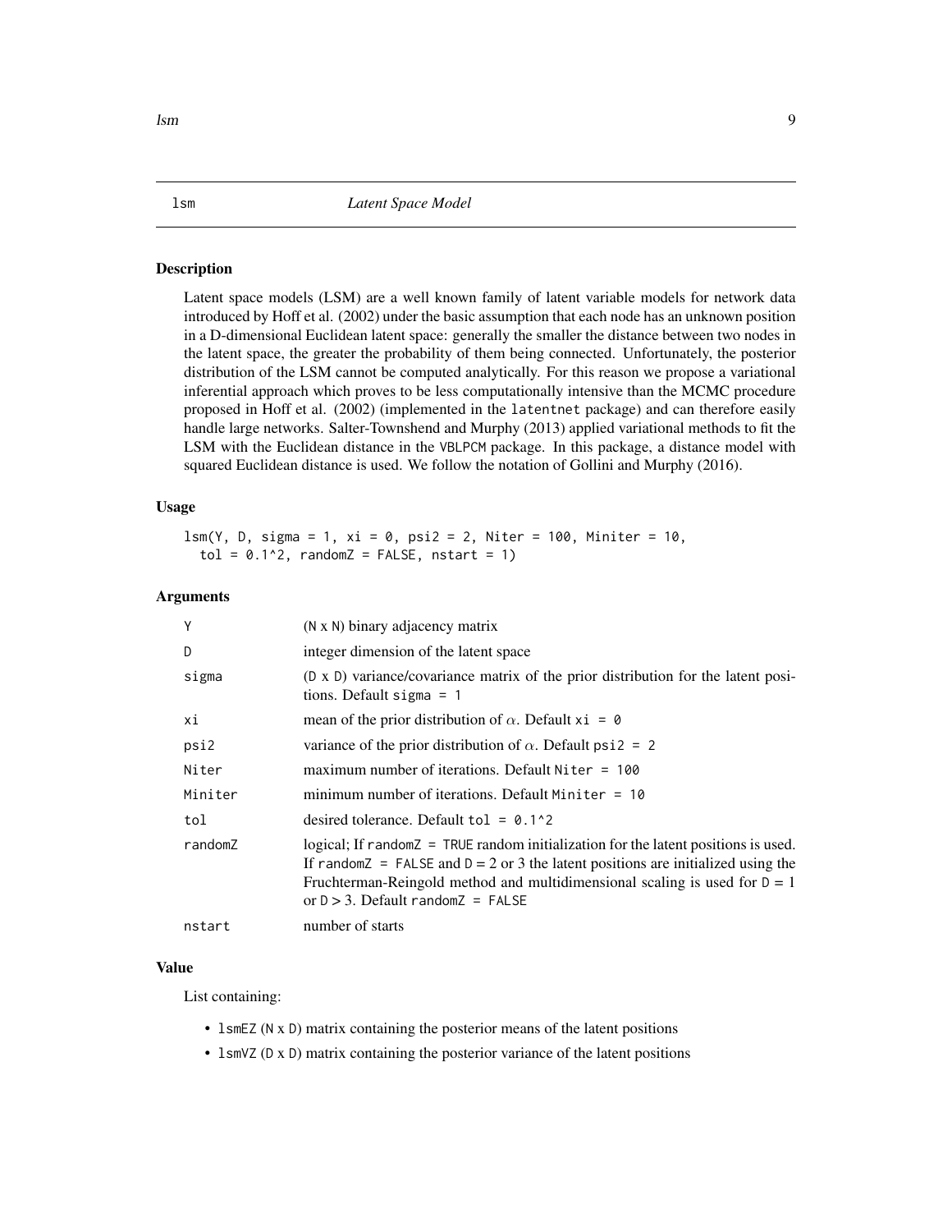# lsm — *Latent Space Model*

## Description

Latent space models (LSM) are a well known family of latent variable models for network data introduced by Hoff et al. (2002) under the basic assumption that each node has an unknown position in a D-dimensional Euclidean latent space: generally the smaller the distance between two nodes in the latent space, the greater the probability of them being connected. Unfortunately, the posterior distribution of the LSM cannot be computed analytically. For this reason we propose a variational inferential approach which proves to be less computationally intensive than the MCMC procedure proposed in Hoff et al. (2002) (implemented in the `latentnet` package) and can therefore easily handle large networks. Salter-Townshend and Murphy (2013) applied variational methods to fit the LSM with the Euclidean distance in the `VBLPCM` package. In this package, a distance model with squared Euclidean distance is used. We follow the notation of Gollini and Murphy (2016).

## Usage

```
lsm(Y, D, sigma = 1, xi = 0, psi2 = 2, Niter = 100, Miniter = 10,
  tol = 0.1^2, randomZ = FALSE, nstart = 1)
```

## Arguments

| | |
|---|---|
| `Y` | (`N` x `N`) binary adjacency matrix |
| `D` | integer dimension of the latent space |
| `sigma` | (`D` x `D`) variance/covariance matrix of the prior distribution for the latent positions. Default `sigma = 1` |
| `xi` | mean of the prior distribution of $\alpha$. Default `xi = 0` |
| `psi2` | variance of the prior distribution of $\alpha$. Default `psi2 = 2` |
| `Niter` | maximum number of iterations. Default `Niter = 100` |
| `Miniter` | minimum number of iterations. Default `Miniter = 10` |
| `tol` | desired tolerance. Default `tol = 0.1^2` |
| `randomZ` | logical; If `randomZ = TRUE` random initialization for the latent positions is used. If `randomZ = FALSE` and `D` = 2 or 3 the latent positions are initialized using the Fruchterman-Reingold method and multidimensional scaling is used for `D` = 1 or `D` > 3. Default `randomZ = FALSE` |
| `nstart` | number of starts |

## Value

List containing:

- `lsmEZ` (`N` x `D`) matrix containing the posterior means of the latent positions
- `lsmVZ` (`D` x `D`) matrix containing the posterior variance of the latent positions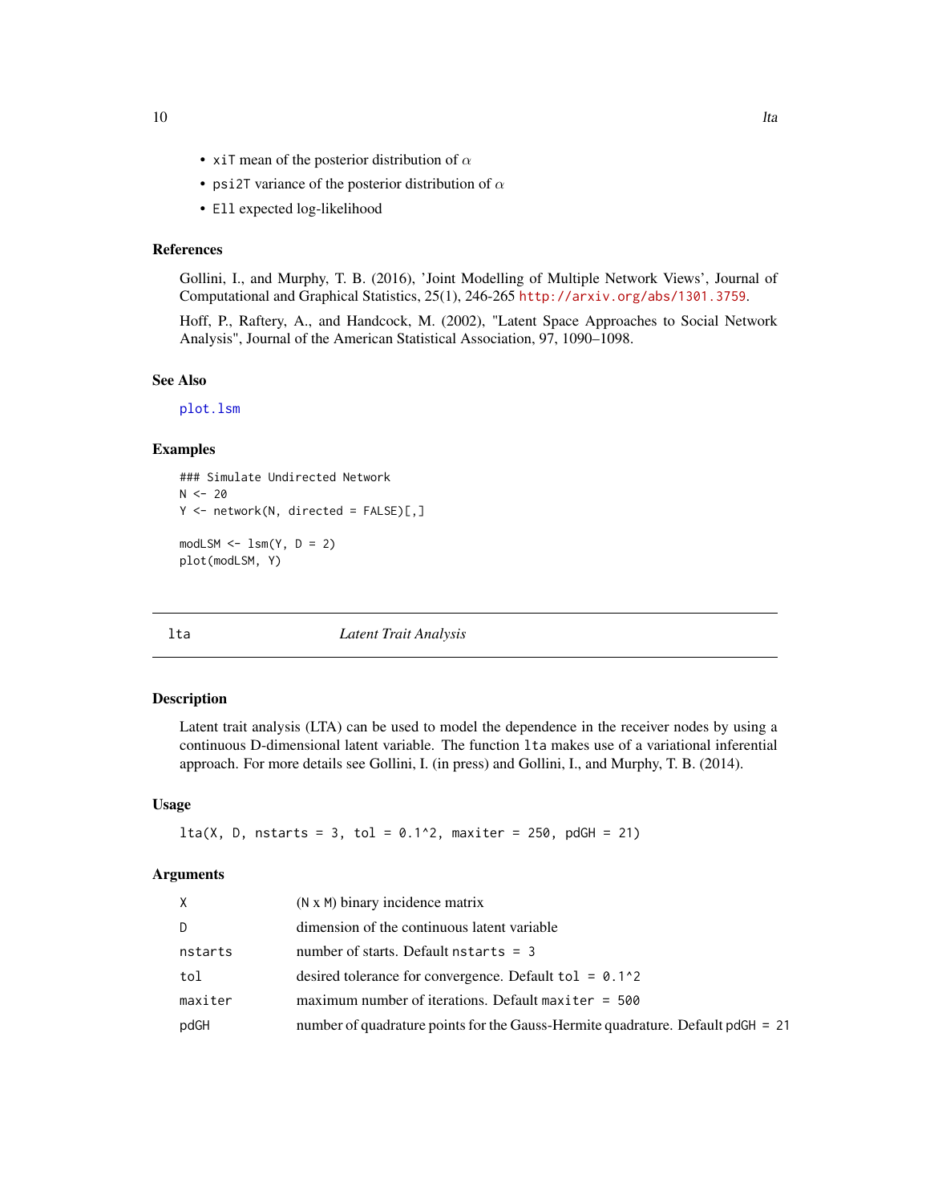- `xiT` mean of the posterior distribution of $\alpha$
- `psi2T` variance of the posterior distribution of $\alpha$
- `Ell` expected log-likelihood

### References

Gollini, I., and Murphy, T. B. (2016), 'Joint Modelling of Multiple Network Views', Journal of Computational and Graphical Statistics, 25(1), 246-265 http://arxiv.org/abs/1301.3759.

Hoff, P., Raftery, A., and Handcock, M. (2002), "Latent Space Approaches to Social Network Analysis", Journal of the American Statistical Association, 97, 1090–1098.

### See Also

`plot.lsm`

### Examples

```
### Simulate Undirected Network
N <- 20
Y <- network(N, directed = FALSE)[,]

modLSM <- lsm(Y, D = 2)
plot(modLSM, Y)
```

---

## lta — *Latent Trait Analysis*

---

### Description

Latent trait analysis (LTA) can be used to model the dependence in the receiver nodes by using a continuous D-dimensional latent variable. The function `lta` makes use of a variational inferential approach. For more details see Gollini, I. (in press) and Gollini, I., and Murphy, T. B. (2014).

### Usage

```
lta(X, D, nstarts = 3, tol = 0.1^2, maxiter = 250, pdGH = 21)
```

### Arguments

| | |
|---|---|
| `X` | (N x M) binary incidence matrix |
| `D` | dimension of the continuous latent variable |
| `nstarts` | number of starts. Default `nstarts = 3` |
| `tol` | desired tolerance for convergence. Default `tol = 0.1^2` |
| `maxiter` | maximum number of iterations. Default `maxiter = 500` |
| `pdGH` | number of quadrature points for the Gauss-Hermite quadrature. Default `pdGH = 21` |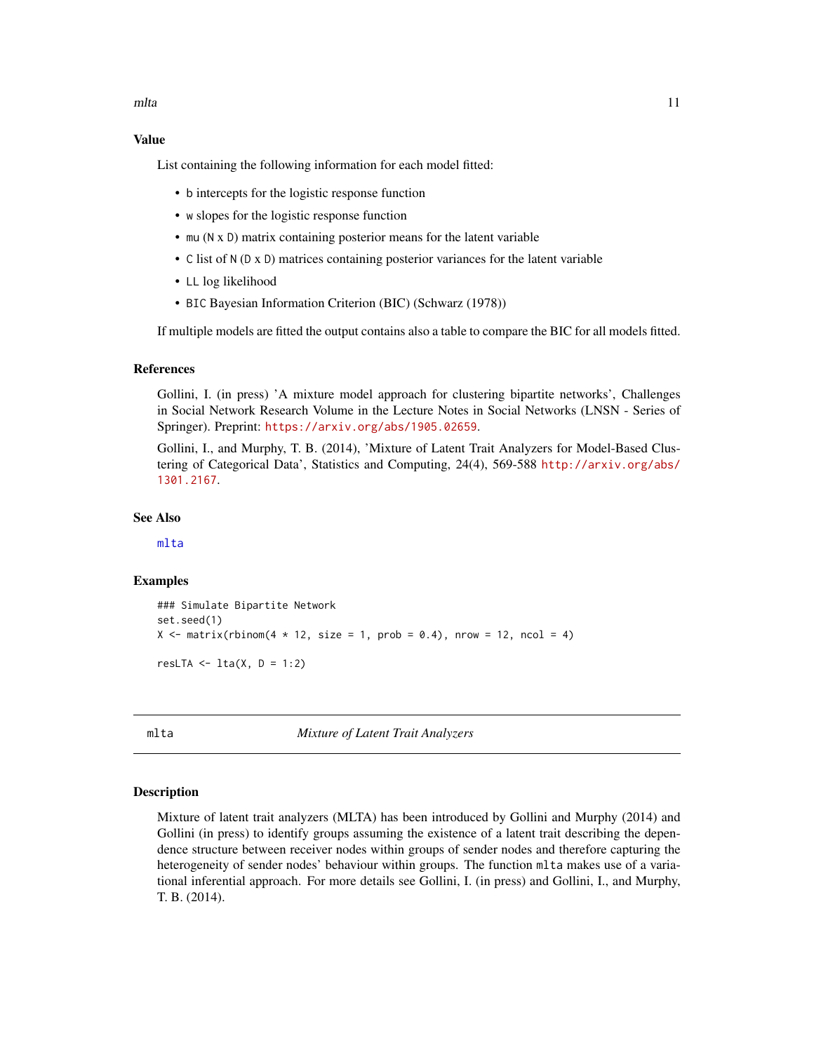### Value

List containing the following information for each model fitted:

- `b` intercepts for the logistic response function
- `w` slopes for the logistic response function
- `mu` (`N` x `D`) matrix containing posterior means for the latent variable
- `C` list of `N` (`D` x `D`) matrices containing posterior variances for the latent variable
- `LL` log likelihood
- `BIC` Bayesian Information Criterion (BIC) (Schwarz (1978))

If multiple models are fitted the output contains also a table to compare the BIC for all models fitted.

### References

Gollini, I. (in press) 'A mixture model approach for clustering bipartite networks', Challenges in Social Network Research Volume in the Lecture Notes in Social Networks (LNSN - Series of Springer). Preprint: https://arxiv.org/abs/1905.02659.

Gollini, I., and Murphy, T. B. (2014), 'Mixture of Latent Trait Analyzers for Model-Based Clustering of Categorical Data', Statistics and Computing, 24(4), 569-588 http://arxiv.org/abs/1301.2167.

### See Also

mlta

### Examples

```
### Simulate Bipartite Network
set.seed(1)
X <- matrix(rbinom(4 * 12, size = 1, prob = 0.4), nrow = 12, ncol = 4)

resLTA <- lta(X, D = 1:2)
```

---

## mlta — *Mixture of Latent Trait Analyzers*

### Description

Mixture of latent trait analyzers (MLTA) has been introduced by Gollini and Murphy (2014) and Gollini (in press) to identify groups assuming the existence of a latent trait describing the dependence structure between receiver nodes within groups of sender nodes and therefore capturing the heterogeneity of sender nodes' behaviour within groups. The function `mlta` makes use of a variational inferential approach. For more details see Gollini, I. (in press) and Gollini, I., and Murphy, T. B. (2014).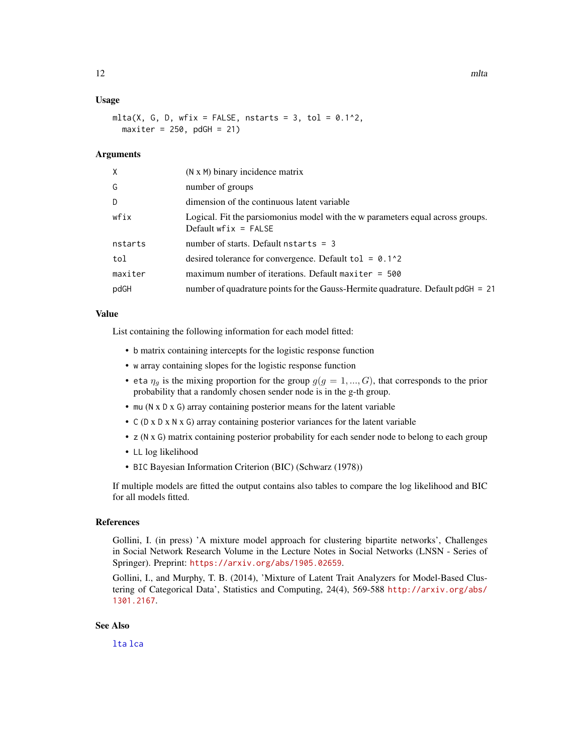### Usage

```
mlta(X, G, D, wfix = FALSE, nstarts = 3, tol = 0.1^2,
  maxiter = 250, pdGH = 21)
```

### Arguments

| | |
|---|---|
| `X` | (N x M) binary incidence matrix |
| `G` | number of groups |
| `D` | dimension of the continuous latent variable |
| `wfix` | Logical. Fit the parsiomonius model with the w parameters equal across groups. Default `wfix = FALSE` |
| `nstarts` | number of starts. Default `nstarts = 3` |
| `tol` | desired tolerance for convergence. Default `tol = 0.1^2` |
| `maxiter` | maximum number of iterations. Default `maxiter = 500` |
| `pdGH` | number of quadrature points for the Gauss-Hermite quadrature. Default `pdGH = 21` |

### Value

List containing the following information for each model fitted:

- `b` matrix containing intercepts for the logistic response function
- `w` array containing slopes for the logistic response function
- `eta` $\eta_g$ is the mixing proportion for the group $g(g = 1, ..., G)$, that corresponds to the prior probability that a randomly chosen sender node is in the g-th group.
- `mu` (N x D x G) array containing posterior means for the latent variable
- `C` (D x D x N x G) array containing posterior variances for the latent variable
- `z` (N x G) matrix containing posterior probability for each sender node to belong to each group
- `LL` log likelihood
- `BIC` Bayesian Information Criterion (BIC) (Schwarz (1978))

If multiple models are fitted the output contains also tables to compare the log likelihood and BIC for all models fitted.

### References

Gollini, I. (in press) 'A mixture model approach for clustering bipartite networks', Challenges in Social Network Research Volume in the Lecture Notes in Social Networks (LNSN - Series of Springer). Preprint: https://arxiv.org/abs/1905.02659.

Gollini, I., and Murphy, T. B. (2014), 'Mixture of Latent Trait Analyzers for Model-Based Clustering of Categorical Data', Statistics and Computing, 24(4), 569-588 http://arxiv.org/abs/1301.2167.

### See Also

`lta` `lca`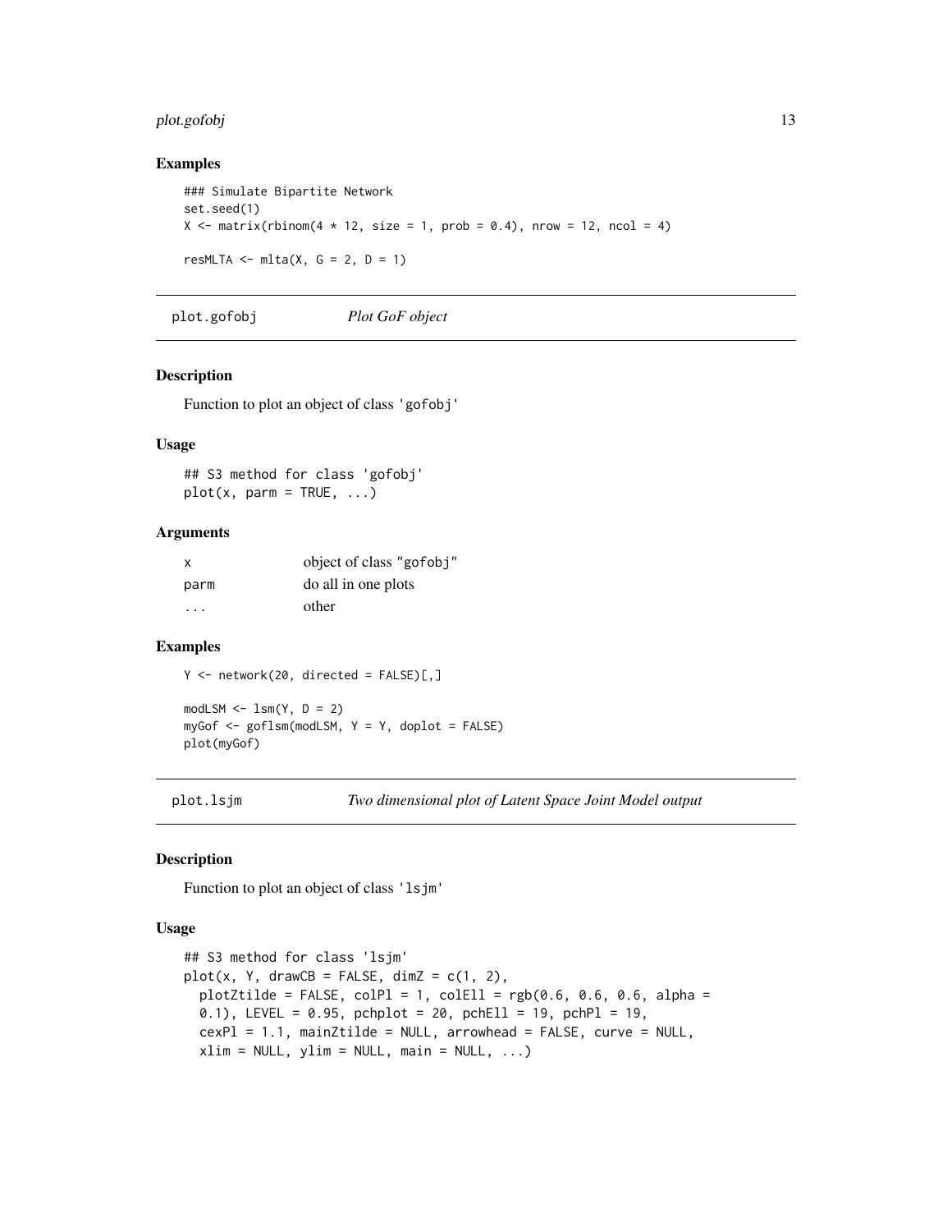### Examples

```
### Simulate Bipartite Network
set.seed(1)
X <- matrix(rbinom(4 * 12, size = 1, prob = 0.4), nrow = 12, ncol = 4)

resMLTA <- mlta(X, G = 2, D = 1)
```

---

## plot.gofobj    *Plot GoF object*

### Description

Function to plot an object of class 'gofobj'

### Usage

```
## S3 method for class 'gofobj'
plot(x, parm = TRUE, ...)
```

### Arguments

| | |
|---|---|
| x | object of class "gofobj" |
| parm | do all in one plots |
| ... | other |

### Examples

```
Y <- network(20, directed = FALSE)[,]

modLSM <- lsm(Y, D = 2)
myGof <- goflsm(modLSM, Y = Y, doplot = FALSE)
plot(myGof)
```

---

## plot.lsjm    *Two dimensional plot of Latent Space Joint Model output*

### Description

Function to plot an object of class 'lsjm'

### Usage

```
## S3 method for class 'lsjm'
plot(x, Y, drawCB = FALSE, dimZ = c(1, 2),
  plotZtilde = FALSE, colPl = 1, colEll = rgb(0.6, 0.6, 0.6, alpha =
  0.1), LEVEL = 0.95, pchplot = 20, pchEll = 19, pchPl = 19,
  cexPl = 1.1, mainZtilde = NULL, arrowhead = FALSE, curve = NULL,
  xlim = NULL, ylim = NULL, main = NULL, ...)
```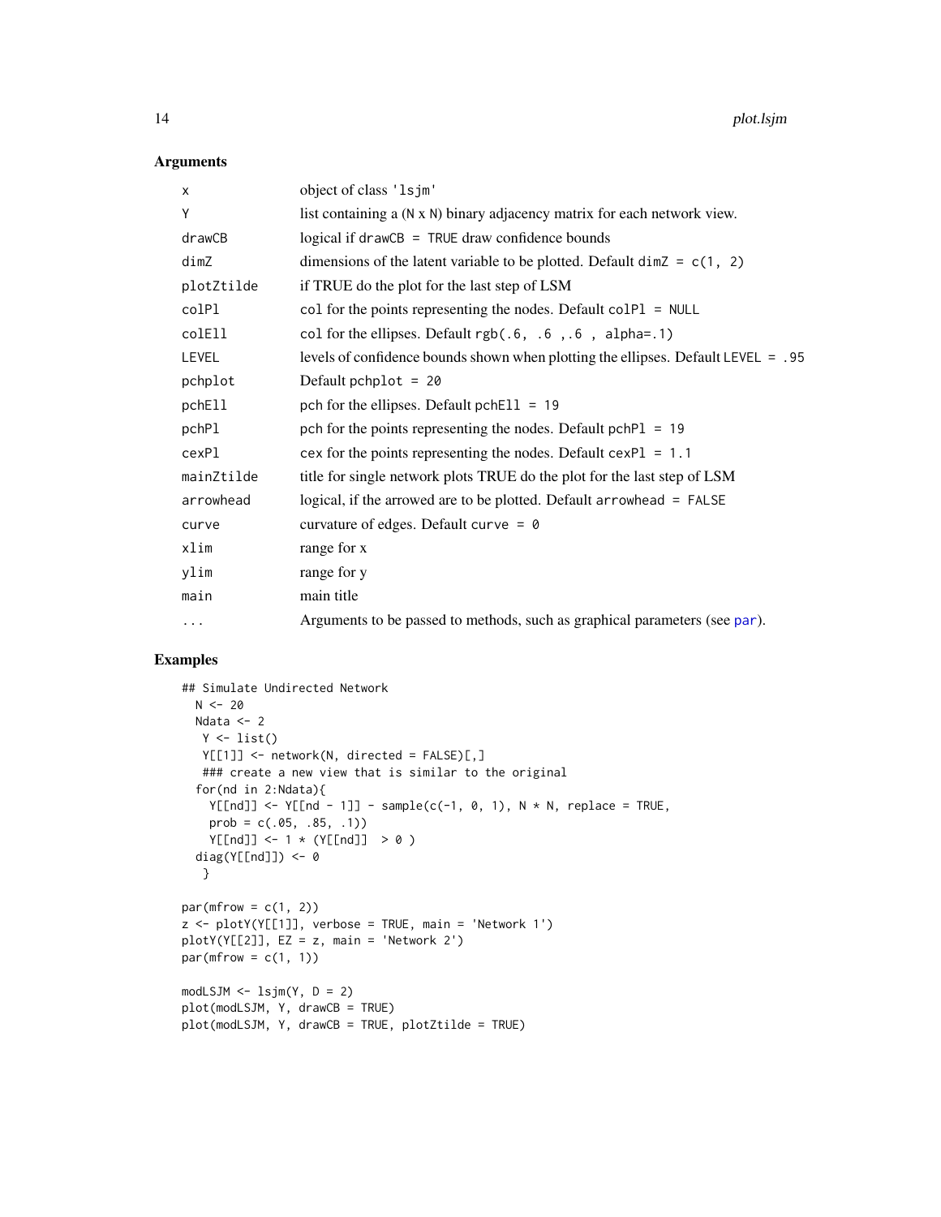## Arguments

| | |
|---|---|
| `x` | object of class 'lsjm' |
| `Y` | list containing a (N x N) binary adjacency matrix for each network view. |
| `drawCB` | logical if `drawCB = TRUE` draw confidence bounds |
| `dimZ` | dimensions of the latent variable to be plotted. Default `dimZ = c(1, 2)` |
| `plotZtilde` | if TRUE do the plot for the last step of LSM |
| `colPl` | `col` for the points representing the nodes. Default `colPl = NULL` |
| `colEll` | `col` for the ellipses. Default `rgb(.6, .6 ,.6 , alpha=.1)` |
| `LEVEL` | levels of confidence bounds shown when plotting the ellipses. Default `LEVEL = .95` |
| `pchplot` | Default `pchplot = 20` |
| `pchEll` | `pch` for the ellipses. Default `pchEll = 19` |
| `pchPl` | `pch` for the points representing the nodes. Default `pchPl = 19` |
| `cexPl` | `cex` for the points representing the nodes. Default `cexPl = 1.1` |
| `mainZtilde` | title for single network plots TRUE do the plot for the last step of LSM |
| `arrowhead` | logical, if the arrowed are to be plotted. Default `arrowhead = FALSE` |
| `curve` | curvature of edges. Default `curve = 0` |
| `xlim` | range for x |
| `ylim` | range for y |
| `main` | main title |
| `...` | Arguments to be passed to methods, such as graphical parameters (see par). |

## Examples

```
## Simulate Undirected Network
  N <- 20
  Ndata <- 2
   Y <- list()
   Y[[1]] <- network(N, directed = FALSE)[,]
   ### create a new view that is similar to the original
  for(nd in 2:Ndata){
    Y[[nd]] <- Y[[nd - 1]] - sample(c(-1, 0, 1), N * N, replace = TRUE,
    prob = c(.05, .85, .1))
    Y[[nd]] <- 1 * (Y[[nd]]  > 0 )
  diag(Y[[nd]]) <- 0
   }

par(mfrow = c(1, 2))
z <- plotY(Y[[1]], verbose = TRUE, main = 'Network 1')
plotY(Y[[2]], EZ = z, main = 'Network 2')
par(mfrow = c(1, 1))

modLSJM <- lsjm(Y, D = 2)
plot(modLSJM, Y, drawCB = TRUE)
plot(modLSJM, Y, drawCB = TRUE, plotZtilde = TRUE)
```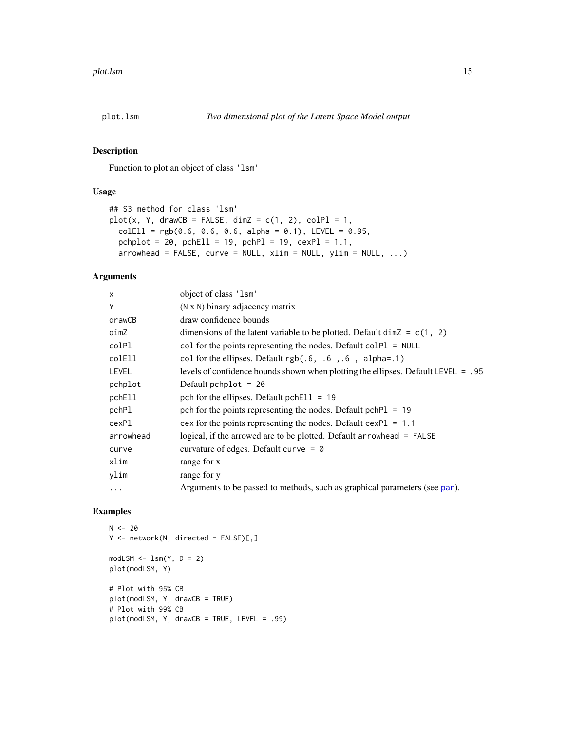## plot.lsm — *Two dimensional plot of the Latent Space Model output*

### Description

Function to plot an object of class 'lsm'

### Usage

```
## S3 method for class 'lsm'
plot(x, Y, drawCB = FALSE, dimZ = c(1, 2), colPl = 1,
  colEll = rgb(0.6, 0.6, 0.6, alpha = 0.1), LEVEL = 0.95,
  pchplot = 20, pchEll = 19, pchPl = 19, cexPl = 1.1,
  arrowhead = FALSE, curve = NULL, xlim = NULL, ylim = NULL, ...)
```

### Arguments

| | |
|---|---|
| x | object of class 'lsm' |
| Y | (N x N) binary adjacency matrix |
| drawCB | draw confidence bounds |
| dimZ | dimensions of the latent variable to be plotted. Default `dimZ = c(1, 2)` |
| colPl | col for the points representing the nodes. Default `colPl = NULL` |
| colEll | col for the ellipses. Default `rgb(.6, .6 ,.6 , alpha=.1)` |
| LEVEL | levels of confidence bounds shown when plotting the ellipses. Default `LEVEL = .95` |
| pchplot | Default `pchplot = 20` |
| pchEll | pch for the ellipses. Default `pchEll = 19` |
| pchPl | pch for the points representing the nodes. Default `pchPl = 19` |
| cexPl | cex for the points representing the nodes. Default `cexPl = 1.1` |
| arrowhead | logical, if the arrowed are to be plotted. Default `arrowhead = FALSE` |
| curve | curvature of edges. Default `curve = 0` |
| xlim | range for x |
| ylim | range for y |
| ... | Arguments to be passed to methods, such as graphical parameters (see par). |

### Examples

```
N <- 20
Y <- network(N, directed = FALSE)[,]

modLSM <- lsm(Y, D = 2)
plot(modLSM, Y)

# Plot with 95% CB
plot(modLSM, Y, drawCB = TRUE)
# Plot with 99% CB
plot(modLSM, Y, drawCB = TRUE, LEVEL = .99)
```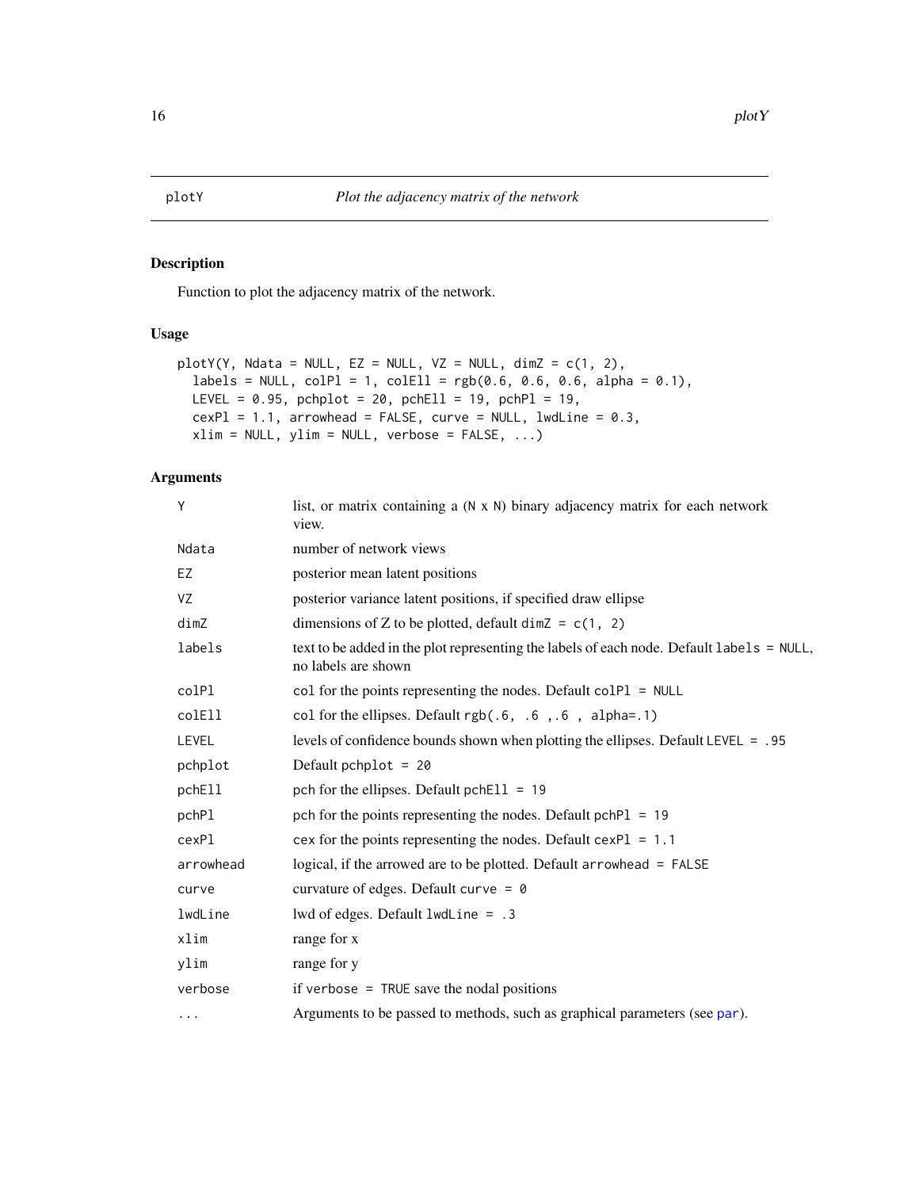## plotY — *Plot the adjacency matrix of the network*

### Description

Function to plot the adjacency matrix of the network.

### Usage

```
plotY(Y, Ndata = NULL, EZ = NULL, VZ = NULL, dimZ = c(1, 2),
  labels = NULL, colPl = 1, colEll = rgb(0.6, 0.6, 0.6, alpha = 0.1),
  LEVEL = 0.95, pchplot = 20, pchEll = 19, pchPl = 19,
  cexPl = 1.1, arrowhead = FALSE, curve = NULL, lwdLine = 0.3,
  xlim = NULL, ylim = NULL, verbose = FALSE, ...)
```

### Arguments

| Argument | Description |
|---|---|
| `Y` | list, or matrix containing a (N x N) binary adjacency matrix for each network view. |
| `Ndata` | number of network views |
| `EZ` | posterior mean latent positions |
| `VZ` | posterior variance latent positions, if specified draw ellipse |
| `dimZ` | dimensions of Z to be plotted, default `dimZ = c(1, 2)` |
| `labels` | text to be added in the plot representing the labels of each node. Default `labels = NULL`, no labels are shown |
| `colPl` | `col` for the points representing the nodes. Default `colPl = NULL` |
| `colEll` | `col` for the ellipses. Default `rgb(.6, .6 ,.6 , alpha=.1)` |
| `LEVEL` | levels of confidence bounds shown when plotting the ellipses. Default `LEVEL = .95` |
| `pchplot` | Default `pchplot = 20` |
| `pchEll` | pch for the ellipses. Default `pchEll = 19` |
| `pchPl` | pch for the points representing the nodes. Default `pchPl = 19` |
| `cexPl` | cex for the points representing the nodes. Default `cexPl = 1.1` |
| `arrowhead` | logical, if the arrowed are to be plotted. Default `arrowhead = FALSE` |
| `curve` | curvature of edges. Default `curve = 0` |
| `lwdLine` | lwd of edges. Default `lwdLine = .3` |
| `xlim` | range for x |
| `ylim` | range for y |
| `verbose` | if `verbose = TRUE` save the nodal positions |
| `...` | Arguments to be passed to methods, such as graphical parameters (see par). |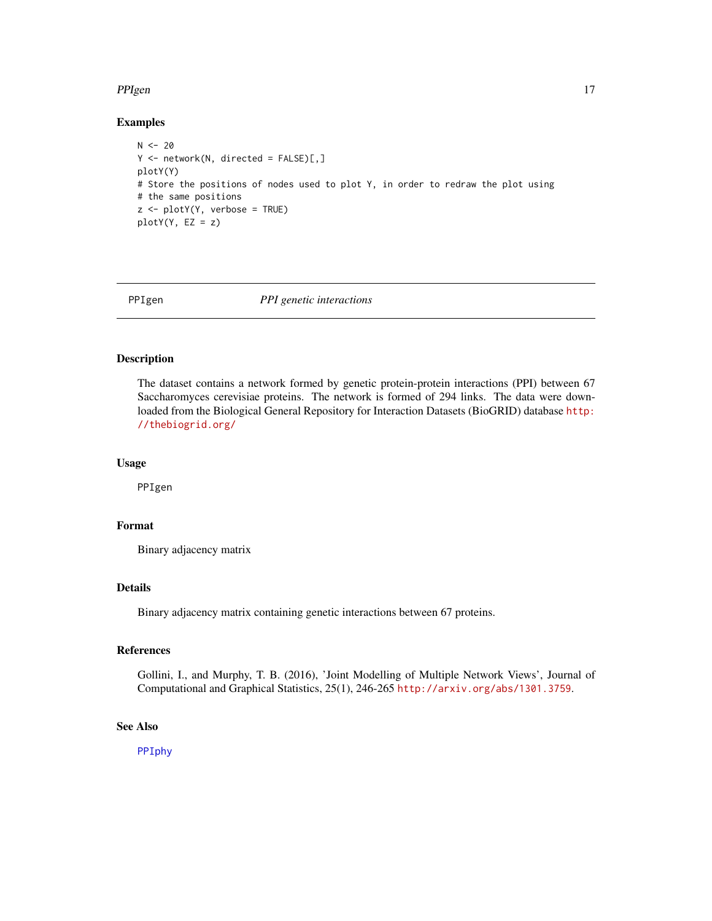## Examples

```
N <- 20
Y <- network(N, directed = FALSE)[,]
plotY(Y)
# Store the positions of nodes used to plot Y, in order to redraw the plot using
# the same positions
z <- plotY(Y, verbose = TRUE)
plotY(Y, EZ = z)
```

---

# PPIgen *PPI genetic interactions*

---

## Description

The dataset contains a network formed by genetic protein-protein interactions (PPI) between 67 Saccharomyces cerevisiae proteins. The network is formed of 294 links. The data were downloaded from the Biological General Repository for Interaction Datasets (BioGRID) database http://thebiogrid.org/

## Usage

```
PPIgen
```

## Format

Binary adjacency matrix

## Details

Binary adjacency matrix containing genetic interactions between 67 proteins.

## References

Gollini, I., and Murphy, T. B. (2016), 'Joint Modelling of Multiple Network Views', Journal of Computational and Graphical Statistics, 25(1), 246-265 http://arxiv.org/abs/1301.3759.

## See Also

PPIphy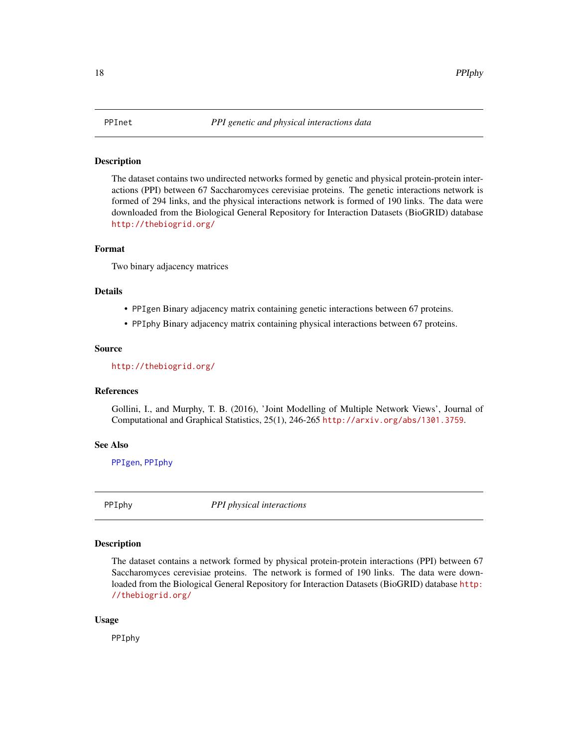## PPInet — *PPI genetic and physical interactions data*

### Description

The dataset contains two undirected networks formed by genetic and physical protein-protein interactions (PPI) between 67 Saccharomyces cerevisiae proteins. The genetic interactions network is formed of 294 links, and the physical interactions network is formed of 190 links. The data were downloaded from the Biological General Repository for Interaction Datasets (BioGRID) database http://thebiogrid.org/

### Format

Two binary adjacency matrices

### Details

- `PPIgen` Binary adjacency matrix containing genetic interactions between 67 proteins.
- `PPIphy` Binary adjacency matrix containing physical interactions between 67 proteins.

### Source

http://thebiogrid.org/

### References

Gollini, I., and Murphy, T. B. (2016), 'Joint Modelling of Multiple Network Views', Journal of Computational and Graphical Statistics, 25(1), 246-265 http://arxiv.org/abs/1301.3759.

### See Also

PPIgen, PPIphy

## PPIphy — *PPI physical interactions*

### Description

The dataset contains a network formed by physical protein-protein interactions (PPI) between 67 Saccharomyces cerevisiae proteins. The network is formed of 190 links. The data were downloaded from the Biological General Repository for Interaction Datasets (BioGRID) database http://thebiogrid.org/

### Usage

```
PPIphy
```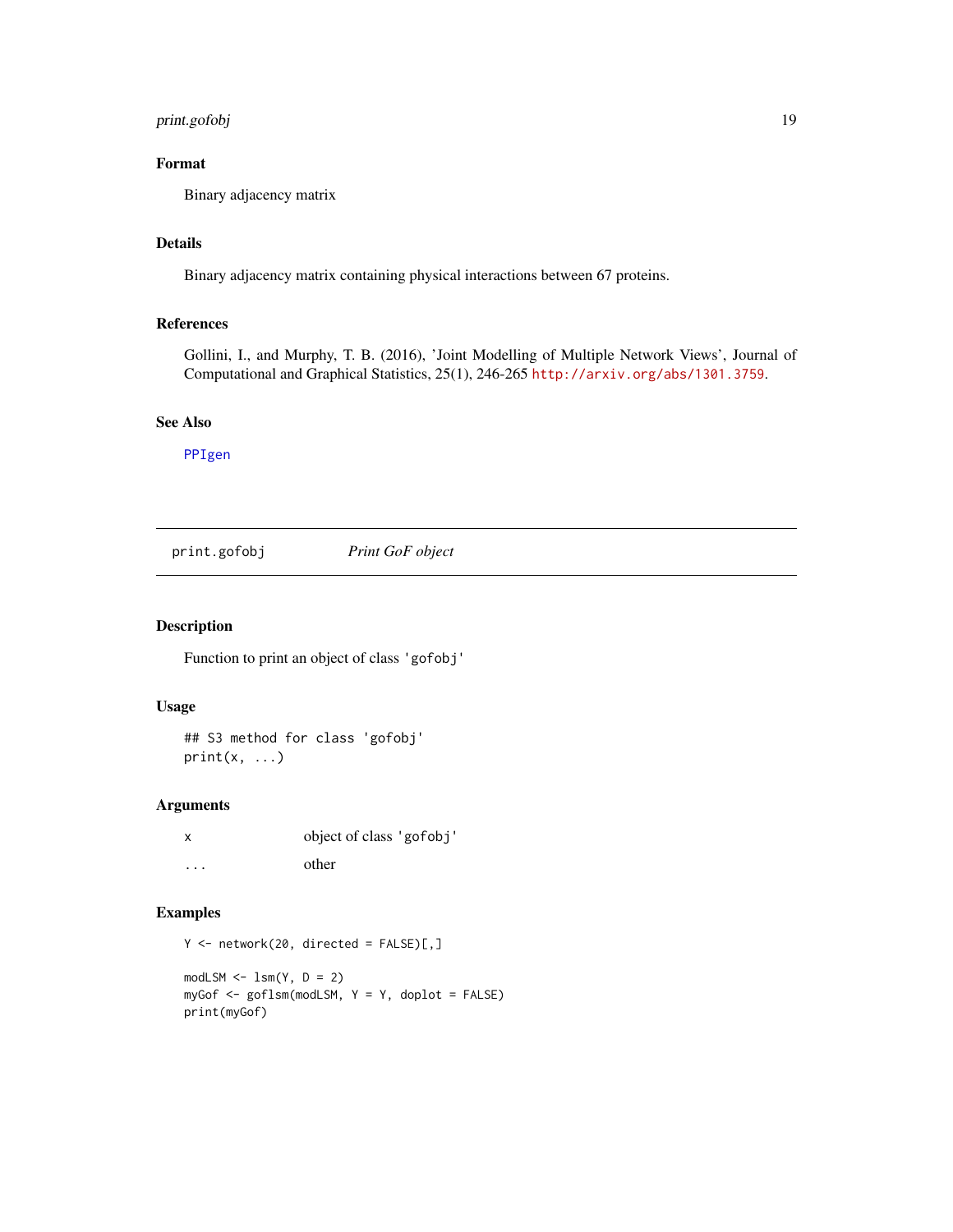### Format

Binary adjacency matrix

### Details

Binary adjacency matrix containing physical interactions between 67 proteins.

### References

Gollini, I., and Murphy, T. B. (2016), 'Joint Modelling of Multiple Network Views', Journal of Computational and Graphical Statistics, 25(1), 246-265 http://arxiv.org/abs/1301.3759.

### See Also

PPIgen

---

## print.gofobj *Print GoF object*

### Description

Function to print an object of class 'gofobj'

### Usage

```
## S3 method for class 'gofobj'
print(x, ...)
```

### Arguments

| | |
|---|---|
| x | object of class 'gofobj' |
| ... | other |

### Examples

```
Y <- network(20, directed = FALSE)[,]

modLSM <- lsm(Y, D = 2)
myGof <- goflsm(modLSM, Y = Y, doplot = FALSE)
print(myGof)
```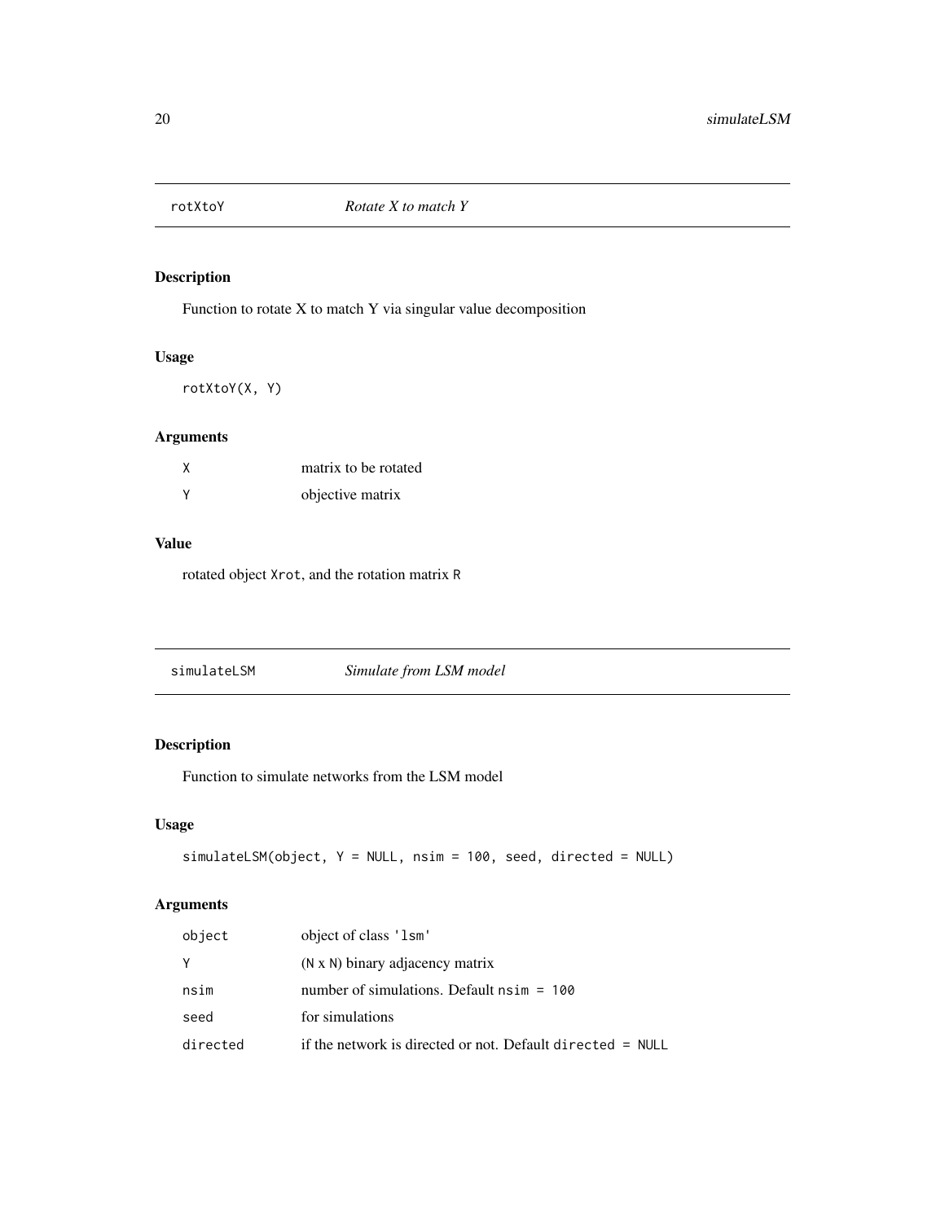## rotXtoY *Rotate X to match Y*

### Description

Function to rotate X to match Y via singular value decomposition

### Usage

```
rotXtoY(X, Y)
```

### Arguments

| | |
|---|---|
| X | matrix to be rotated |
| Y | objective matrix |

### Value

rotated object `Xrot`, and the rotation matrix `R`

## simulateLSM *Simulate from LSM model*

### Description

Function to simulate networks from the LSM model

### Usage

```
simulateLSM(object, Y = NULL, nsim = 100, seed, directed = NULL)
```

### Arguments

| | |
|---|---|
| object | object of class 'lsm' |
| Y | (N x N) binary adjacency matrix |
| nsim | number of simulations. Default `nsim = 100` |
| seed | for simulations |
| directed | if the network is directed or not. Default `directed = NULL` |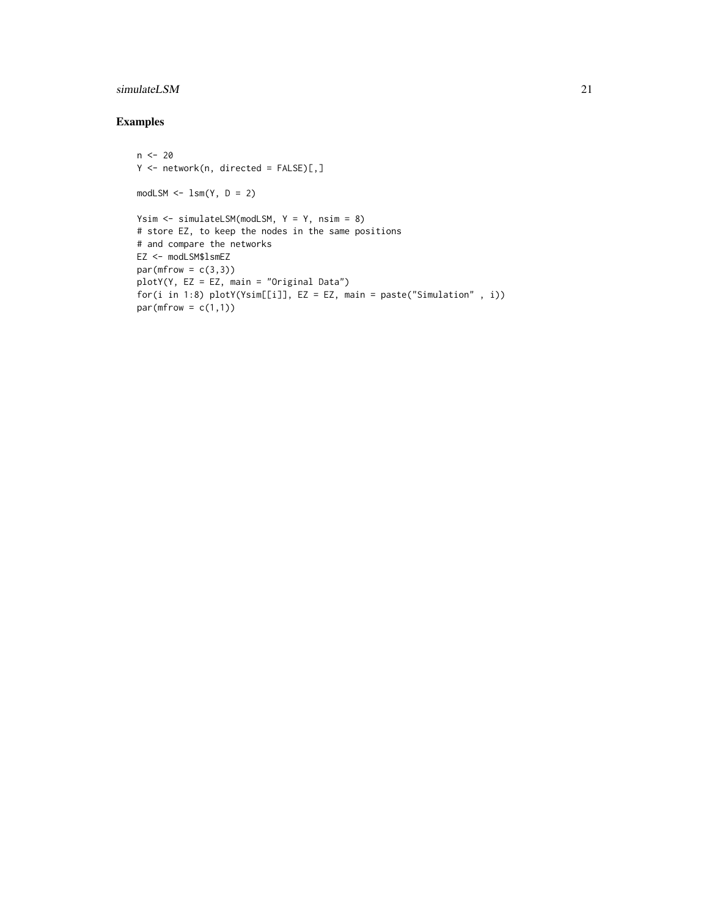## Examples

```
n <- 20
Y <- network(n, directed = FALSE)[,]

modLSM <- lsm(Y, D = 2)

Ysim <- simulateLSM(modLSM, Y = Y, nsim = 8)
# store EZ, to keep the nodes in the same positions
# and compare the networks
EZ <- modLSM$lsmEZ
par(mfrow = c(3,3))
plotY(Y, EZ = EZ, main = "Original Data")
for(i in 1:8) plotY(Ysim[[i]], EZ = EZ, main = paste("Simulation" , i))
par(mfrow = c(1,1))
```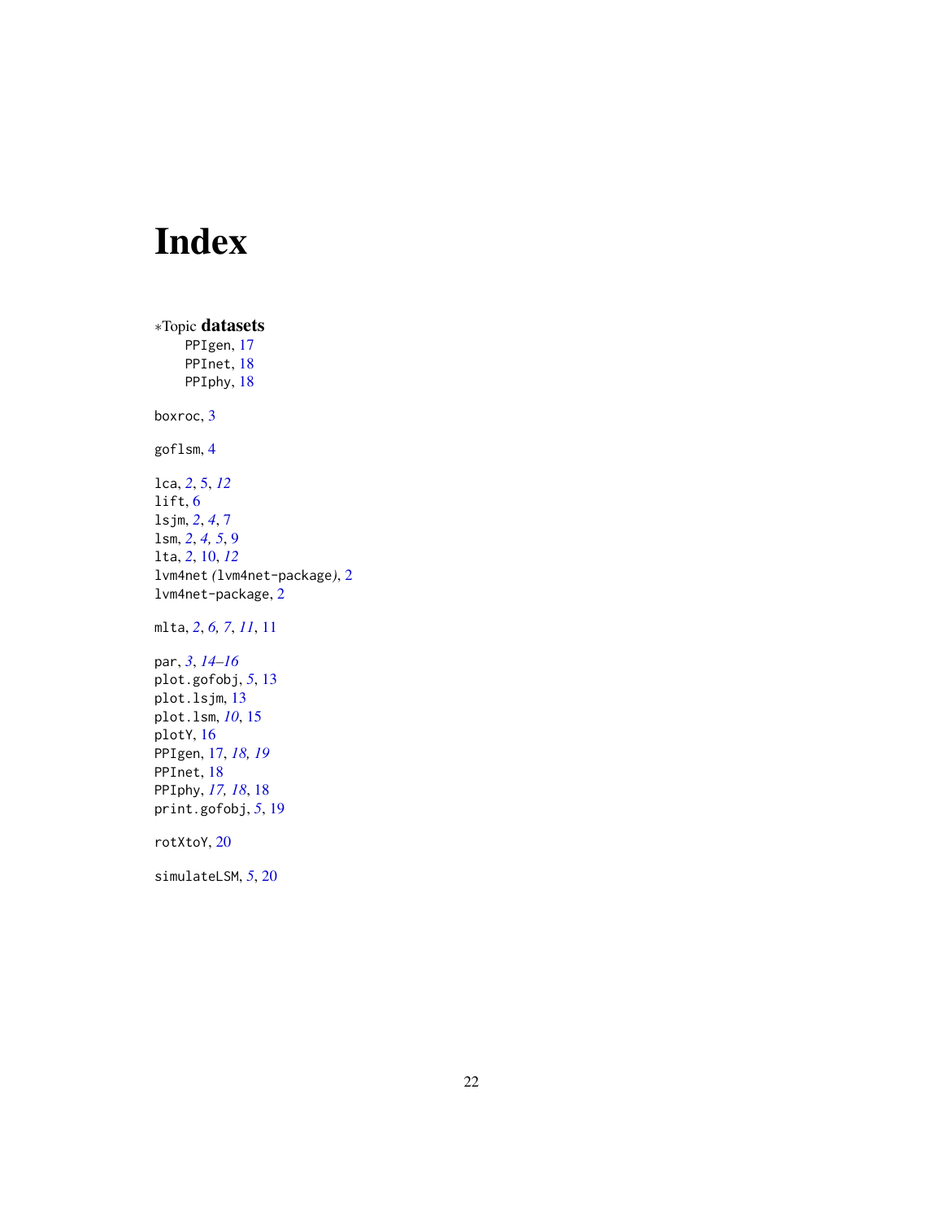# Index

*Topic **datasets**
  PPIgen, 17
  PPInet, 18
  PPIphy, 18

boxroc, 3

goflsm, 4

lca, *2*, 5, *12*
lift, 6
lsjm, *2*, *4*, 7
lsm, *2*, *4, 5*, 9
lta, *2*, 10, *12*
lvm4net *(*lvm4net-package*)*, 2
lvm4net-package, 2

mlta, *2*, *6, 7*, *11*, 11

par, *3*, *14–16*
plot.gofobj, *5*, 13
plot.lsjm, 13
plot.lsm, *10*, 15
plotY, 16
PPIgen, 17, *18, 19*
PPInet, 18
PPIphy, *17, 18*, 18
print.gofobj, *5*, 19

rotXtoY, 20

simulateLSM, *5*, 20